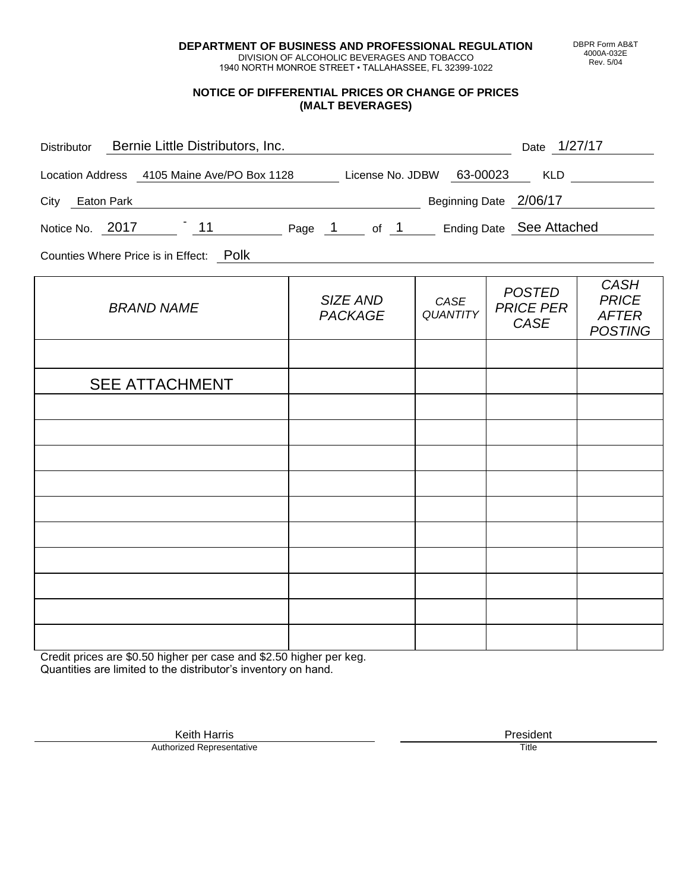**DEPARTMENT OF BUSINESS AND PROFESSIONAL REGULATION**
DIVISION OF ALCOHOLIC BEVERAGES AND TOBACCO
1940 NORTH MONROE STREET • TALLAHASSEE, FL 32399-1022

DBPR Form AB&T 4000A-032E Rev. 5/04

## NOTICE OF DIFFERENTIAL PRICES OR CHANGE OF PRICES (MALT BEVERAGES)

Distributor: Bernie Little Distributors, Inc. Date: 1/27/17

Location Address: 4105 Maine Ave/PO Box 1128 License No. JDBW 63-00023 KLD

City: Eaton Park Beginning Date: 2/06/17

Notice No. 2017 - 11 Page 1 of 1 Ending Date: See Attached

Counties Where Price is in Effect: Polk

| *BRAND NAME* | *SIZE AND PACKAGE* | *CASE QUANTITY* | *POSTED PRICE PER CASE* | *CASH PRICE AFTER POSTING* |
|---|---|---|---|---|
| | | | | |
| SEE ATTACHMENT | | | | |
| | | | | |
| | | | | |
| | | | | |
| | | | | |
| | | | | |
| | | | | |
| | | | | |
| | | | | |
| | | | | |
| | | | | |

Credit prices are $0.50 higher per case and $2.50 higher per keg.
Quantities are limited to the distributor's inventory on hand.

Keith Harris
Authorized Representative

President
Title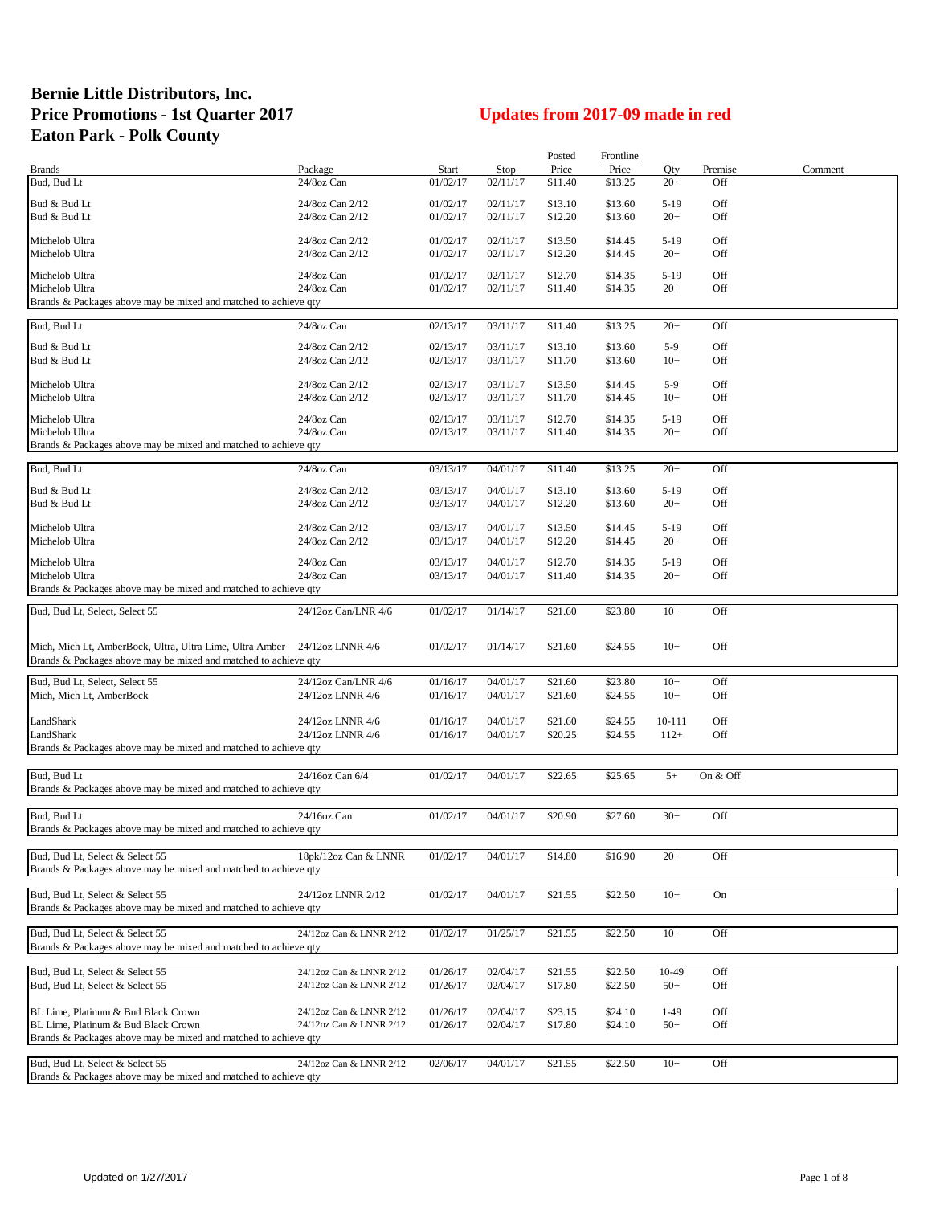# Bernie Little Distributors, Inc.
# Price Promotions - 1st Quarter 2017
# Eaton Park - Polk County

## Updates from 2017-09 made in red

| Brands | Package | Start | Stop | Posted Price | Frontline Price | Qty | Premise | Comment |
|---|---|---|---|---|---|---|---|---|
| Bud, Bud Lt | 24/8oz Can | 01/02/17 | 02/11/17 | $11.40 | $13.25 | 20+ | Off | |
| Bud & Bud Lt | 24/8oz Can 2/12 | 01/02/17 | 02/11/17 | $13.10 | $13.60 | 5-19 | Off | |
| Bud & Bud Lt | 24/8oz Can 2/12 | 01/02/17 | 02/11/17 | $12.20 | $13.60 | 20+ | Off | |
| Michelob Ultra | 24/8oz Can 2/12 | 01/02/17 | 02/11/17 | $13.50 | $14.45 | 5-19 | Off | |
| Michelob Ultra | 24/8oz Can 2/12 | 01/02/17 | 02/11/17 | $12.20 | $14.45 | 20+ | Off | |
| Michelob Ultra | 24/8oz Can | 01/02/17 | 02/11/17 | $12.70 | $14.35 | 5-19 | Off | |
| Michelob Ultra | 24/8oz Can | 01/02/17 | 02/11/17 | $11.40 | $14.35 | 20+ | Off | |
| Brands & Packages above may be mixed and matched to achieve qty | | | | | | | | |
| Bud, Bud Lt | 24/8oz Can | 02/13/17 | 03/11/17 | $11.40 | $13.25 | 20+ | Off | |
| Bud & Bud Lt | 24/8oz Can 2/12 | 02/13/17 | 03/11/17 | $13.10 | $13.60 | 5-9 | Off | |
| Bud & Bud Lt | 24/8oz Can 2/12 | 02/13/17 | 03/11/17 | $11.70 | $13.60 | 10+ | Off | |
| Michelob Ultra | 24/8oz Can 2/12 | 02/13/17 | 03/11/17 | $13.50 | $14.45 | 5-9 | Off | |
| Michelob Ultra | 24/8oz Can 2/12 | 02/13/17 | 03/11/17 | $11.70 | $14.45 | 10+ | Off | |
| Michelob Ultra | 24/8oz Can | 02/13/17 | 03/11/17 | $12.70 | $14.35 | 5-19 | Off | |
| Michelob Ultra | 24/8oz Can | 02/13/17 | 03/11/17 | $11.40 | $14.35 | 20+ | Off | |
| Brands & Packages above may be mixed and matched to achieve qty | | | | | | | | |
| Bud, Bud Lt | 24/8oz Can | 03/13/17 | 04/01/17 | $11.40 | $13.25 | 20+ | Off | |
| Bud & Bud Lt | 24/8oz Can 2/12 | 03/13/17 | 04/01/17 | $13.10 | $13.60 | 5-19 | Off | |
| Bud & Bud Lt | 24/8oz Can 2/12 | 03/13/17 | 04/01/17 | $12.20 | $13.60 | 20+ | Off | |
| Michelob Ultra | 24/8oz Can 2/12 | 03/13/17 | 04/01/17 | $13.50 | $14.45 | 5-19 | Off | |
| Michelob Ultra | 24/8oz Can 2/12 | 03/13/17 | 04/01/17 | $12.20 | $14.45 | 20+ | Off | |
| Michelob Ultra | 24/8oz Can | 03/13/17 | 04/01/17 | $12.70 | $14.35 | 5-19 | Off | |
| Michelob Ultra | 24/8oz Can | 03/13/17 | 04/01/17 | $11.40 | $14.35 | 20+ | Off | |
| Brands & Packages above may be mixed and matched to achieve qty | | | | | | | | |
| Bud, Bud Lt, Select, Select 55 | 24/12oz Can/LNR 4/6 | 01/02/17 | 01/14/17 | $21.60 | $23.80 | 10+ | Off | |
| Mich, Mich Lt, AmberBock, Ultra, Ultra Lime, Ultra Amber | 24/12oz LNNR 4/6 | 01/02/17 | 01/14/17 | $21.60 | $24.55 | 10+ | Off | |
| Brands & Packages above may be mixed and matched to achieve qty | | | | | | | | |
| Bud, Bud Lt, Select, Select 55 | 24/12oz Can/LNR 4/6 | 01/16/17 | 04/01/17 | $21.60 | $23.80 | 10+ | Off | |
| Mich, Mich Lt, AmberBock | 24/12oz LNNR 4/6 | 01/16/17 | 04/01/17 | $21.60 | $24.55 | 10+ | Off | |
| LandShark | 24/12oz LNNR 4/6 | 01/16/17 | 04/01/17 | $21.60 | $24.55 | 10-111 | Off | |
| LandShark | 24/12oz LNNR 4/6 | 01/16/17 | 04/01/17 | $20.25 | $24.55 | 112+ | Off | |
| Brands & Packages above may be mixed and matched to achieve qty | | | | | | | | |
| Bud, Bud Lt | 24/16oz Can 6/4 | 01/02/17 | 04/01/17 | $22.65 | $25.65 | 5+ | On & Off | |
| Brands & Packages above may be mixed and matched to achieve qty | | | | | | | | |
| Bud, Bud Lt | 24/16oz Can | 01/02/17 | 04/01/17 | $20.90 | $27.60 | 30+ | Off | |
| Brands & Packages above may be mixed and matched to achieve qty | | | | | | | | |
| Bud, Bud Lt, Select & Select 55 | 18pk/12oz Can & LNNR | 01/02/17 | 04/01/17 | $14.80 | $16.90 | 20+ | Off | |
| Brands & Packages above may be mixed and matched to achieve qty | | | | | | | | |
| Bud, Bud Lt, Select & Select 55 | 24/12oz LNNR 2/12 | 01/02/17 | 04/01/17 | $21.55 | $22.50 | 10+ | On | |
| Brands & Packages above may be mixed and matched to achieve qty | | | | | | | | |
| Bud, Bud Lt, Select & Select 55 | 24/12oz Can & LNNR 2/12 | 01/02/17 | 01/25/17 | $21.55 | $22.50 | 10+ | Off | |
| Brands & Packages above may be mixed and matched to achieve qty | | | | | | | | |
| Bud, Bud Lt, Select & Select 55 | 24/12oz Can & LNNR 2/12 | 01/26/17 | 02/04/17 | $21.55 | $22.50 | 10-49 | Off | |
| Bud, Bud Lt, Select & Select 55 | 24/12oz Can & LNNR 2/12 | 01/26/17 | 02/04/17 | $17.80 | $22.50 | 50+ | Off | |
| BL Lime, Platinum & Bud Black Crown | 24/12oz Can & LNNR 2/12 | 01/26/17 | 02/04/17 | $23.15 | $24.10 | 1-49 | Off | |
| BL Lime, Platinum & Bud Black Crown | 24/12oz Can & LNNR 2/12 | 01/26/17 | 02/04/17 | $17.80 | $24.10 | 50+ | Off | |
| Brands & Packages above may be mixed and matched to achieve qty | | | | | | | | |
| Bud, Bud Lt, Select & Select 55 | 24/12oz Can & LNNR 2/12 | 02/06/17 | 04/01/17 | $21.55 | $22.50 | 10+ | Off | |
| Brands & Packages above may be mixed and matched to achieve qty | | | | | | | | |

Updated on 1/27/2017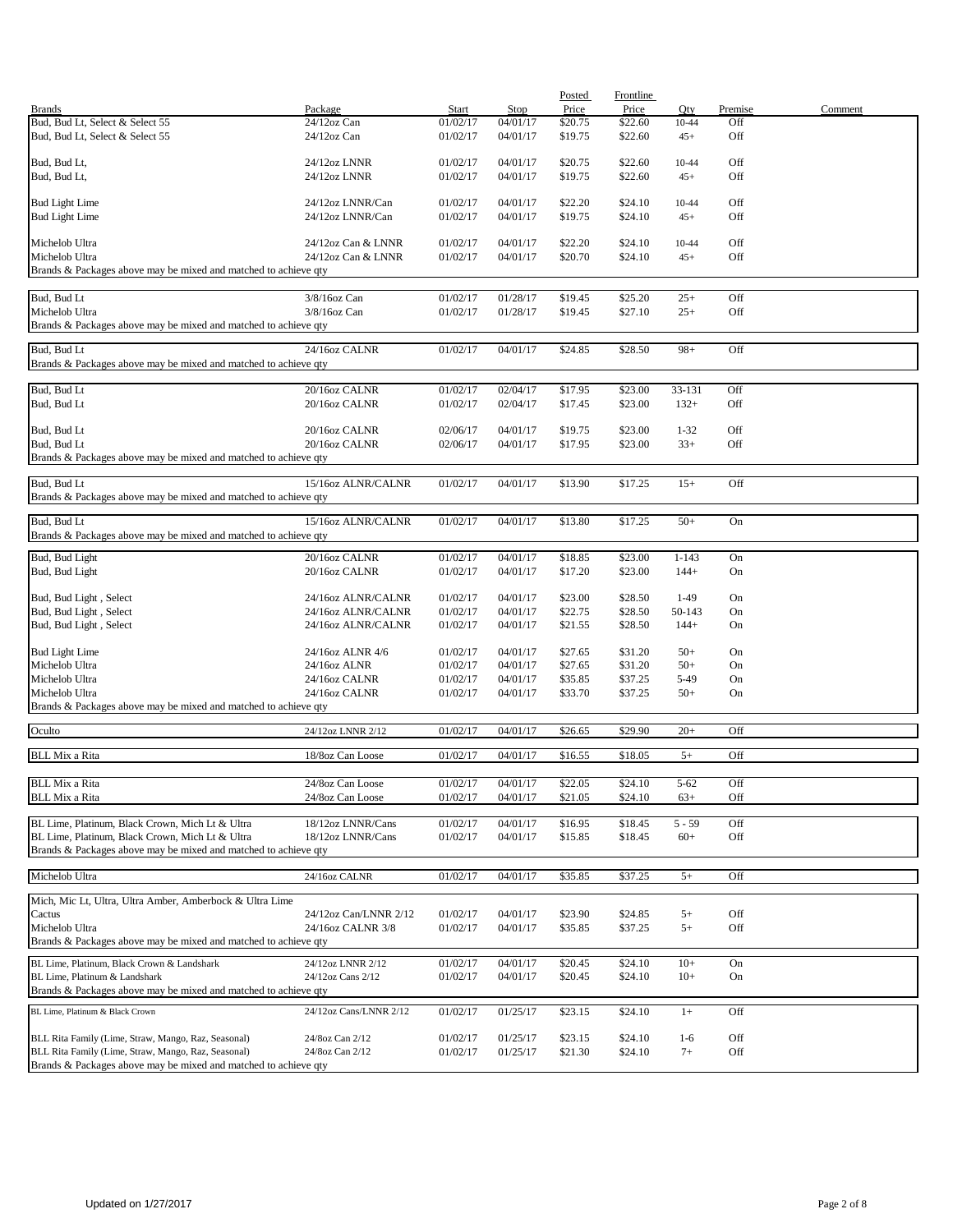| Brands | Package | Start | Stop | Posted Price | Frontline Price | Qty | Premise | Comment |
|---|---|---|---|---|---|---|---|---|
| Bud, Bud Lt, Select & Select 55 | 24/12oz Can | 01/02/17 | 04/01/17 | $20.75 | $22.60 | 10-44 | Off | |
| Bud, Bud Lt, Select & Select 55 | 24/12oz Can | 01/02/17 | 04/01/17 | $19.75 | $22.60 | 45+ | Off | |
| Bud, Bud Lt, | 24/12oz LNNR | 01/02/17 | 04/01/17 | $20.75 | $22.60 | 10-44 | Off | |
| Bud, Bud Lt, | 24/12oz LNNR | 01/02/17 | 04/01/17 | $19.75 | $22.60 | 45+ | Off | |
| Bud Light Lime | 24/12oz LNNR/Can | 01/02/17 | 04/01/17 | $22.20 | $24.10 | 10-44 | Off | |
| Bud Light Lime | 24/12oz LNNR/Can | 01/02/17 | 04/01/17 | $19.75 | $24.10 | 45+ | Off | |
| Michelob Ultra | 24/12oz Can & LNNR | 01/02/17 | 04/01/17 | $22.20 | $24.10 | 10-44 | Off | |
| Michelob Ultra | 24/12oz Can & LNNR | 01/02/17 | 04/01/17 | $20.70 | $24.10 | 45+ | Off | |
| Brands & Packages above may be mixed and matched to achieve qty | | | | | | | | |
| Bud, Bud Lt | 3/8/16oz Can | 01/02/17 | 01/28/17 | $19.45 | $25.20 | 25+ | Off | |
| Michelob Ultra | 3/8/16oz Can | 01/02/17 | 01/28/17 | $19.45 | $27.10 | 25+ | Off | |
| Brands & Packages above may be mixed and matched to achieve qty | | | | | | | | |
| Bud, Bud Lt | 24/16oz CALNR | 01/02/17 | 04/01/17 | $24.85 | $28.50 | 98+ | Off | |
| Brands & Packages above may be mixed and matched to achieve qty | | | | | | | | |
| Bud, Bud Lt | 20/16oz CALNR | 01/02/17 | 02/04/17 | $17.95 | $23.00 | 33-131 | Off | |
| Bud, Bud Lt | 20/16oz CALNR | 01/02/17 | 02/04/17 | $17.45 | $23.00 | 132+ | Off | |
| Bud, Bud Lt | 20/16oz CALNR | 02/06/17 | 04/01/17 | $19.75 | $23.00 | 1-32 | Off | |
| Bud, Bud Lt | 20/16oz CALNR | 02/06/17 | 04/01/17 | $17.95 | $23.00 | 33+ | Off | |
| Brands & Packages above may be mixed and matched to achieve qty | | | | | | | | |
| Bud, Bud Lt | 15/16oz ALNR/CALNR | 01/02/17 | 04/01/17 | $13.90 | $17.25 | 15+ | Off | |
| Brands & Packages above may be mixed and matched to achieve qty | | | | | | | | |
| Bud, Bud Lt | 15/16oz ALNR/CALNR | 01/02/17 | 04/01/17 | $13.80 | $17.25 | 50+ | On | |
| Brands & Packages above may be mixed and matched to achieve qty | | | | | | | | |
| Bud, Bud Light | 20/16oz CALNR | 01/02/17 | 04/01/17 | $18.85 | $23.00 | 1-143 | On | |
| Bud, Bud Light | 20/16oz CALNR | 01/02/17 | 04/01/17 | $17.20 | $23.00 | 144+ | On | |
| Bud, Bud Light , Select | 24/16oz ALNR/CALNR | 01/02/17 | 04/01/17 | $23.00 | $28.50 | 1-49 | On | |
| Bud, Bud Light , Select | 24/16oz ALNR/CALNR | 01/02/17 | 04/01/17 | $22.75 | $28.50 | 50-143 | On | |
| Bud, Bud Light , Select | 24/16oz ALNR/CALNR | 01/02/17 | 04/01/17 | $21.55 | $28.50 | 144+ | On | |
| Bud Light Lime | 24/16oz ALNR 4/6 | 01/02/17 | 04/01/17 | $27.65 | $31.20 | 50+ | On | |
| Michelob Ultra | 24/16oz ALNR | 01/02/17 | 04/01/17 | $27.65 | $31.20 | 50+ | On | |
| Michelob Ultra | 24/16oz CALNR | 01/02/17 | 04/01/17 | $35.85 | $37.25 | 5-49 | On | |
| Michelob Ultra | 24/16oz CALNR | 01/02/17 | 04/01/17 | $33.70 | $37.25 | 50+ | On | |
| Brands & Packages above may be mixed and matched to achieve qty | | | | | | | | |
| Oculto | 24/12oz LNNR 2/12 | 01/02/17 | 04/01/17 | $26.65 | $29.90 | 20+ | Off | |
| BLL Mix a Rita | 18/8oz Can Loose | 01/02/17 | 04/01/17 | $16.55 | $18.05 | 5+ | Off | |
| BLL Mix a Rita | 24/8oz Can Loose | 01/02/17 | 04/01/17 | $22.05 | $24.10 | 5-62 | Off | |
| BLL Mix a Rita | 24/8oz Can Loose | 01/02/17 | 04/01/17 | $21.05 | $24.10 | 63+ | Off | |
| BL Lime, Platinum, Black Crown, Mich Lt & Ultra | 18/12oz LNNR/Cans | 01/02/17 | 04/01/17 | $16.95 | $18.45 | 5 - 59 | Off | |
| BL Lime, Platinum, Black Crown, Mich Lt & Ultra | 18/12oz LNNR/Cans | 01/02/17 | 04/01/17 | $15.85 | $18.45 | 60+ | Off | |
| Brands & Packages above may be mixed and matched to achieve qty | | | | | | | | |
| Michelob Ultra | 24/16oz CALNR | 01/02/17 | 04/01/17 | $35.85 | $37.25 | 5+ | Off | |
| Mich, Mic Lt, Ultra, Ultra Amber, Amberbock & Ultra Lime Cactus | 24/12oz Can/LNNR 2/12 | 01/02/17 | 04/01/17 | $23.90 | $24.85 | 5+ | Off | |
| Michelob Ultra | 24/16oz CALNR 3/8 | 01/02/17 | 04/01/17 | $35.85 | $37.25 | 5+ | Off | |
| Brands & Packages above may be mixed and matched to achieve qty | | | | | | | | |
| BL Lime, Platinum, Black Crown & Landshark | 24/12oz LNNR 2/12 | 01/02/17 | 04/01/17 | $20.45 | $24.10 | 10+ | On | |
| BL Lime, Platinum & Landshark | 24/12oz Cans 2/12 | 01/02/17 | 04/01/17 | $20.45 | $24.10 | 10+ | On | |
| Brands & Packages above may be mixed and matched to achieve qty | | | | | | | | |
| BL Lime, Platinum & Black Crown | 24/12oz Cans/LNNR 2/12 | 01/02/17 | 01/25/17 | $23.15 | $24.10 | 1+ | Off | |
| BLL Rita Family (Lime, Straw, Mango, Raz, Seasonal) | 24/8oz Can 2/12 | 01/02/17 | 01/25/17 | $23.15 | $24.10 | 1-6 | Off | |
| BLL Rita Family (Lime, Straw, Mango, Raz, Seasonal) | 24/8oz Can 2/12 | 01/02/17 | 01/25/17 | $21.30 | $24.10 | 7+ | Off | |
| Brands & Packages above may be mixed and matched to achieve qty | | | | | | | | |

Updated on 1/27/2017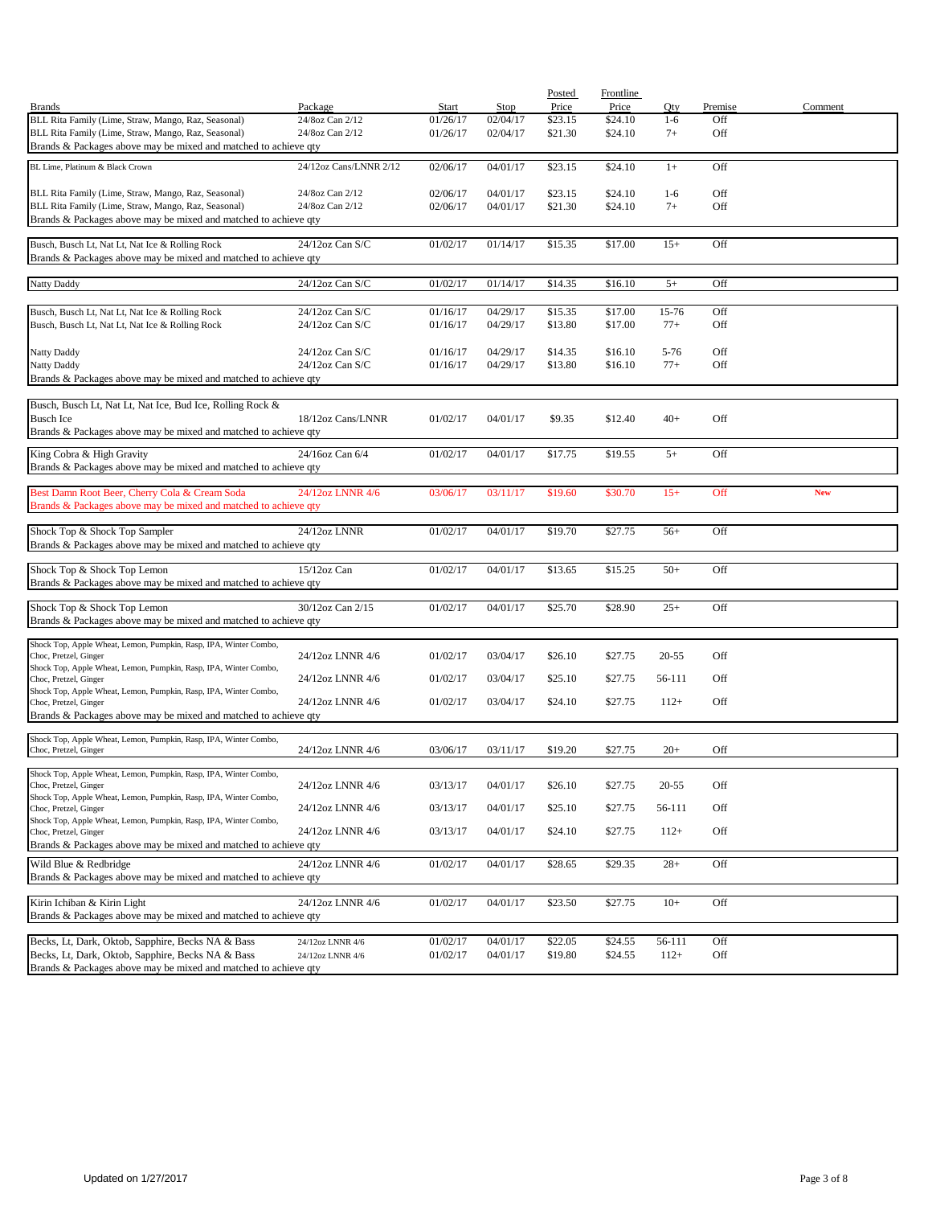| Brands | Package | Start | Stop | Posted Price | Frontline Price | Qty | Premise | Comment |
|---|---|---|---|---|---|---|---|---|
| BLL Rita Family (Lime, Straw, Mango, Raz, Seasonal) | 24/8oz Can 2/12 | 01/26/17 | 02/04/17 | $23.15 | $24.10 | 1-6 | Off | |
| BLL Rita Family (Lime, Straw, Mango, Raz, Seasonal) | 24/8oz Can 2/12 | 01/26/17 | 02/04/17 | $21.30 | $24.10 | 7+ | Off | |
| Brands & Packages above may be mixed and matched to achieve qty | | | | | | | | |
| BL Lime, Platinum & Black Crown | 24/12oz Cans/LNNR 2/12 | 02/06/17 | 04/01/17 | $23.15 | $24.10 | 1+ | Off | |
| BLL Rita Family (Lime, Straw, Mango, Raz, Seasonal) | 24/8oz Can 2/12 | 02/06/17 | 04/01/17 | $23.15 | $24.10 | 1-6 | Off | |
| BLL Rita Family (Lime, Straw, Mango, Raz, Seasonal) | 24/8oz Can 2/12 | 02/06/17 | 04/01/17 | $21.30 | $24.10 | 7+ | Off | |
| Brands & Packages above may be mixed and matched to achieve qty | | | | | | | | |
| Busch, Busch Lt, Nat Lt, Nat Ice & Rolling Rock | 24/12oz Can S/C | 01/02/17 | 01/14/17 | $15.35 | $17.00 | 15+ | Off | |
| Brands & Packages above may be mixed and matched to achieve qty | | | | | | | | |
| Natty Daddy | 24/12oz Can S/C | 01/02/17 | 01/14/17 | $14.35 | $16.10 | 5+ | Off | |
| Busch, Busch Lt, Nat Lt, Nat Ice & Rolling Rock | 24/12oz Can S/C | 01/16/17 | 04/29/17 | $15.35 | $17.00 | 15-76 | Off | |
| Busch, Busch Lt, Nat Lt, Nat Ice & Rolling Rock | 24/12oz Can S/C | 01/16/17 | 04/29/17 | $13.80 | $17.00 | 77+ | Off | |
| Natty Daddy | 24/12oz Can S/C | 01/16/17 | 04/29/17 | $14.35 | $16.10 | 5-76 | Off | |
| Natty Daddy | 24/12oz Can S/C | 01/16/17 | 04/29/17 | $13.80 | $16.10 | 77+ | Off | |
| Brands & Packages above may be mixed and matched to achieve qty | | | | | | | | |
| Busch, Busch Lt, Nat Lt, Nat Ice, Bud Ice, Rolling Rock & Busch Ice | 18/12oz Cans/LNNR | 01/02/17 | 04/01/17 | $9.35 | $12.40 | 40+ | Off | |
| Brands & Packages above may be mixed and matched to achieve qty | | | | | | | | |
| King Cobra & High Gravity | 24/16oz Can 6/4 | 01/02/17 | 04/01/17 | $17.75 | $19.55 | 5+ | Off | |
| Brands & Packages above may be mixed and matched to achieve qty | | | | | | | | |
| Best Damn Root Beer, Cherry Cola & Cream Soda | 24/12oz LNNR 4/6 | 03/06/17 | 03/11/17 | $19.60 | $30.70 | 15+ | Off | New |
| Brands & Packages above may be mixed and matched to achieve qty | | | | | | | | |
| Shock Top & Shock Top Sampler | 24/12oz LNNR | 01/02/17 | 04/01/17 | $19.70 | $27.75 | 56+ | Off | |
| Brands & Packages above may be mixed and matched to achieve qty | | | | | | | | |
| Shock Top & Shock Top Lemon | 15/12oz Can | 01/02/17 | 04/01/17 | $13.65 | $15.25 | 50+ | Off | |
| Brands & Packages above may be mixed and matched to achieve qty | | | | | | | | |
| Shock Top & Shock Top Lemon | 30/12oz Can 2/15 | 01/02/17 | 04/01/17 | $25.70 | $28.90 | 25+ | Off | |
| Brands & Packages above may be mixed and matched to achieve qty | | | | | | | | |
| Shock Top, Apple Wheat, Lemon, Pumpkin, Rasp, IPA, Winter Combo, Choc, Pretzel, Ginger | 24/12oz LNNR 4/6 | 01/02/17 | 03/04/17 | $26.10 | $27.75 | 20-55 | Off | |
| Shock Top, Apple Wheat, Lemon, Pumpkin, Rasp, IPA, Winter Combo, Choc, Pretzel, Ginger | 24/12oz LNNR 4/6 | 01/02/17 | 03/04/17 | $25.10 | $27.75 | 56-111 | Off | |
| Shock Top, Apple Wheat, Lemon, Pumpkin, Rasp, IPA, Winter Combo, Choc, Pretzel, Ginger | 24/12oz LNNR 4/6 | 01/02/17 | 03/04/17 | $24.10 | $27.75 | 112+ | Off | |
| Brands & Packages above may be mixed and matched to achieve qty | | | | | | | | |
| Shock Top, Apple Wheat, Lemon, Pumpkin, Rasp, IPA, Winter Combo, Choc, Pretzel, Ginger | 24/12oz LNNR 4/6 | 03/06/17 | 03/11/17 | $19.20 | $27.75 | 20+ | Off | |
| Shock Top, Apple Wheat, Lemon, Pumpkin, Rasp, IPA, Winter Combo, Choc, Pretzel, Ginger | 24/12oz LNNR 4/6 | 03/13/17 | 04/01/17 | $26.10 | $27.75 | 20-55 | Off | |
| Shock Top, Apple Wheat, Lemon, Pumpkin, Rasp, IPA, Winter Combo, Choc, Pretzel, Ginger | 24/12oz LNNR 4/6 | 03/13/17 | 04/01/17 | $25.10 | $27.75 | 56-111 | Off | |
| Shock Top, Apple Wheat, Lemon, Pumpkin, Rasp, IPA, Winter Combo, Choc, Pretzel, Ginger | 24/12oz LNNR 4/6 | 03/13/17 | 04/01/17 | $24.10 | $27.75 | 112+ | Off | |
| Brands & Packages above may be mixed and matched to achieve qty | | | | | | | | |
| Wild Blue & Redbridge | 24/12oz LNNR 4/6 | 01/02/17 | 04/01/17 | $28.65 | $29.35 | 28+ | Off | |
| Brands & Packages above may be mixed and matched to achieve qty | | | | | | | | |
| Kirin Ichiban & Kirin Light | 24/12oz LNNR 4/6 | 01/02/17 | 04/01/17 | $23.50 | $27.75 | 10+ | Off | |
| Brands & Packages above may be mixed and matched to achieve qty | | | | | | | | |
| Becks, Lt, Dark, Oktob, Sapphire, Becks NA & Bass | 24/12oz LNNR 4/6 | 01/02/17 | 04/01/17 | $22.05 | $24.55 | 56-111 | Off | |
| Becks, Lt, Dark, Oktob, Sapphire, Becks NA & Bass | 24/12oz LNNR 4/6 | 01/02/17 | 04/01/17 | $19.80 | $24.55 | 112+ | Off | |
| Brands & Packages above may be mixed and matched to achieve qty | | | | | | | | |

Updated on 1/27/2017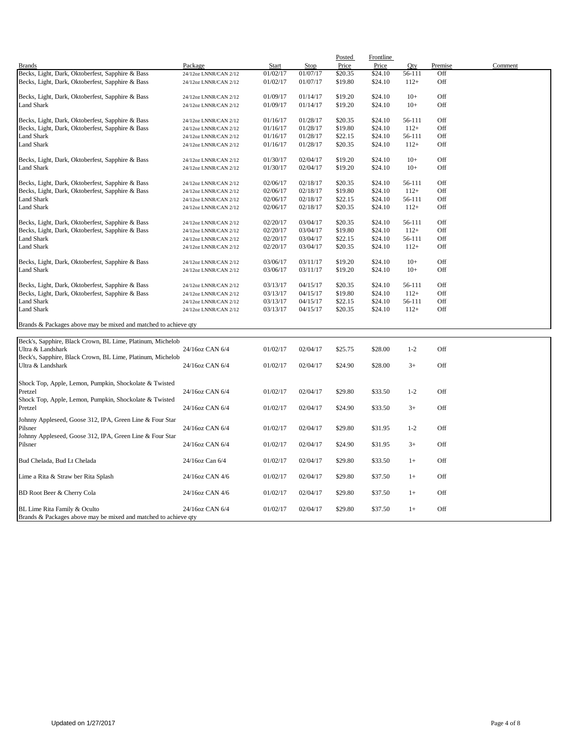| Brands | Package | Start | Stop | Posted Price | Frontline Price | Qty | Premise | Comment |
|---|---|---|---|---|---|---|---|---|
| Becks, Light, Dark, Oktoberfest, Sapphire & Bass | 24/12oz LNNR/CAN 2/12 | 01/02/17 | 01/07/17 | $20.35 | $24.10 | 56-111 | Off | |
| Becks, Light, Dark, Oktoberfest, Sapphire & Bass | 24/12oz LNNR/CAN 2/12 | 01/02/17 | 01/07/17 | $19.80 | $24.10 | 112+ | Off | |
| Becks, Light, Dark, Oktoberfest, Sapphire & Bass | 24/12oz LNNR/CAN 2/12 | 01/09/17 | 01/14/17 | $19.20 | $24.10 | 10+ | Off | |
| Land Shark | 24/12oz LNNR/CAN 2/12 | 01/09/17 | 01/14/17 | $19.20 | $24.10 | 10+ | Off | |
| Becks, Light, Dark, Oktoberfest, Sapphire & Bass | 24/12oz LNNR/CAN 2/12 | 01/16/17 | 01/28/17 | $20.35 | $24.10 | 56-111 | Off | |
| Becks, Light, Dark, Oktoberfest, Sapphire & Bass | 24/12oz LNNR/CAN 2/12 | 01/16/17 | 01/28/17 | $19.80 | $24.10 | 112+ | Off | |
| Land Shark | 24/12oz LNNR/CAN 2/12 | 01/16/17 | 01/28/17 | $22.15 | $24.10 | 56-111 | Off | |
| Land Shark | 24/12oz LNNR/CAN 2/12 | 01/16/17 | 01/28/17 | $20.35 | $24.10 | 112+ | Off | |
| Becks, Light, Dark, Oktoberfest, Sapphire & Bass | 24/12oz LNNR/CAN 2/12 | 01/30/17 | 02/04/17 | $19.20 | $24.10 | 10+ | Off | |
| Land Shark | 24/12oz LNNR/CAN 2/12 | 01/30/17 | 02/04/17 | $19.20 | $24.10 | 10+ | Off | |
| Becks, Light, Dark, Oktoberfest, Sapphire & Bass | 24/12oz LNNR/CAN 2/12 | 02/06/17 | 02/18/17 | $20.35 | $24.10 | 56-111 | Off | |
| Becks, Light, Dark, Oktoberfest, Sapphire & Bass | 24/12oz LNNR/CAN 2/12 | 02/06/17 | 02/18/17 | $19.80 | $24.10 | 112+ | Off | |
| Land Shark | 24/12oz LNNR/CAN 2/12 | 02/06/17 | 02/18/17 | $22.15 | $24.10 | 56-111 | Off | |
| Land Shark | 24/12oz LNNR/CAN 2/12 | 02/06/17 | 02/18/17 | $20.35 | $24.10 | 112+ | Off | |
| Becks, Light, Dark, Oktoberfest, Sapphire & Bass | 24/12oz LNNR/CAN 2/12 | 02/20/17 | 03/04/17 | $20.35 | $24.10 | 56-111 | Off | |
| Becks, Light, Dark, Oktoberfest, Sapphire & Bass | 24/12oz LNNR/CAN 2/12 | 02/20/17 | 03/04/17 | $19.80 | $24.10 | 112+ | Off | |
| Land Shark | 24/12oz LNNR/CAN 2/12 | 02/20/17 | 03/04/17 | $22.15 | $24.10 | 56-111 | Off | |
| Land Shark | 24/12oz LNNR/CAN 2/12 | 02/20/17 | 03/04/17 | $20.35 | $24.10 | 112+ | Off | |
| Becks, Light, Dark, Oktoberfest, Sapphire & Bass | 24/12oz LNNR/CAN 2/12 | 03/06/17 | 03/11/17 | $19.20 | $24.10 | 10+ | Off | |
| Land Shark | 24/12oz LNNR/CAN 2/12 | 03/06/17 | 03/11/17 | $19.20 | $24.10 | 10+ | Off | |
| Becks, Light, Dark, Oktoberfest, Sapphire & Bass | 24/12oz LNNR/CAN 2/12 | 03/13/17 | 04/15/17 | $20.35 | $24.10 | 56-111 | Off | |
| Becks, Light, Dark, Oktoberfest, Sapphire & Bass | 24/12oz LNNR/CAN 2/12 | 03/13/17 | 04/15/17 | $19.80 | $24.10 | 112+ | Off | |
| Land Shark | 24/12oz LNNR/CAN 2/12 | 03/13/17 | 04/15/17 | $22.15 | $24.10 | 56-111 | Off | |
| Land Shark | 24/12oz LNNR/CAN 2/12 | 03/13/17 | 04/15/17 | $20.35 | $24.10 | 112+ | Off | |
| Brands & Packages above may be mixed and matched to achieve qty | | | | | | | | |

| Brands | Package | Start | Stop | Posted Price | Frontline Price | Qty | Premise | Comment |
|---|---|---|---|---|---|---|---|---|
| Beck's, Sapphire, Black Crown, BL Lime, Platinum, Michelob Ultra & Landshark | 24/16oz CAN 6/4 | 01/02/17 | 02/04/17 | $25.75 | $28.00 | 1-2 | Off | |
| Beck's, Sapphire, Black Crown, BL Lime, Platinum, Michelob Ultra & Landshark | 24/16oz CAN 6/4 | 01/02/17 | 02/04/17 | $24.90 | $28.00 | 3+ | Off | |
| Shock Top, Apple, Lemon, Pumpkin, Shockolate & Twisted Pretzel | 24/16oz CAN 6/4 | 01/02/17 | 02/04/17 | $29.80 | $33.50 | 1-2 | Off | |
| Shock Top, Apple, Lemon, Pumpkin, Shockolate & Twisted Pretzel | 24/16oz CAN 6/4 | 01/02/17 | 02/04/17 | $24.90 | $33.50 | 3+ | Off | |
| Johnny Appleseed, Goose 312, IPA, Green Line & Four Star Pilsner | 24/16oz CAN 6/4 | 01/02/17 | 02/04/17 | $29.80 | $31.95 | 1-2 | Off | |
| Johnny Appleseed, Goose 312, IPA, Green Line & Four Star Pilsner | 24/16oz CAN 6/4 | 01/02/17 | 02/04/17 | $24.90 | $31.95 | 3+ | Off | |
| Bud Chelada, Bud Lt Chelada | 24/16oz Can 6/4 | 01/02/17 | 02/04/17 | $29.80 | $33.50 | 1+ | Off | |
| Lime a Rita & Straw ber Rita Splash | 24/16oz CAN 4/6 | 01/02/17 | 02/04/17 | $29.80 | $37.50 | 1+ | Off | |
| BD Root Beer & Cherry Cola | 24/16oz CAN 4/6 | 01/02/17 | 02/04/17 | $29.80 | $37.50 | 1+ | Off | |
| BL Lime Rita Family & Oculto | 24/16oz CAN 6/4 | 01/02/17 | 02/04/17 | $29.80 | $37.50 | 1+ | Off | |
| Brands & Packages above may be mixed and matched to achieve qty | | | | | | | | |

Updated on 1/27/2017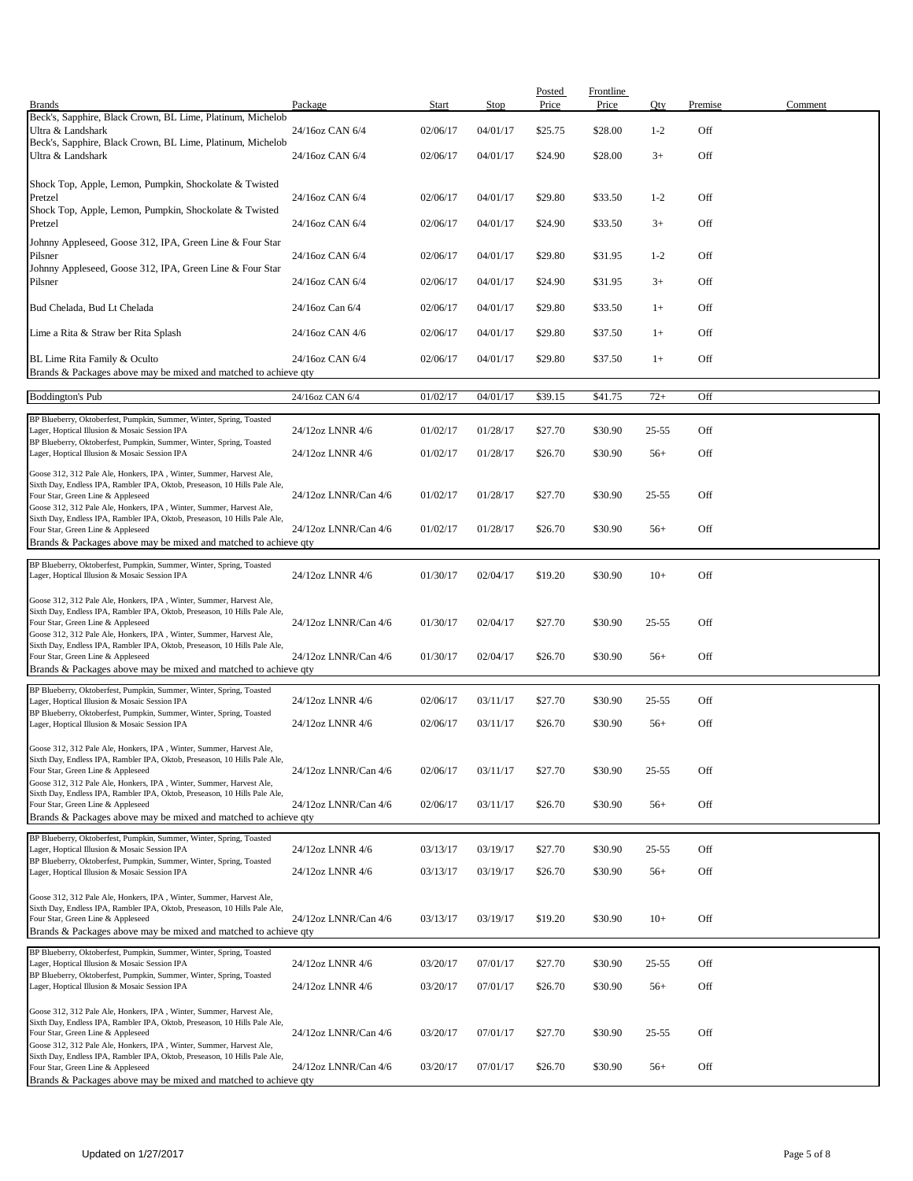| Brands | Package | Start | Stop | Posted Price | Frontline Price | Qty | Premise | Comment |
|---|---|---|---|---|---|---|---|---|
| Beck's, Sapphire, Black Crown, BL Lime, Platinum, Michelob Ultra & Landshark | 24/16oz CAN 6/4 | 02/06/17 | 04/01/17 | $25.75 | $28.00 | 1-2 | Off | |
| Beck's, Sapphire, Black Crown, BL Lime, Platinum, Michelob Ultra & Landshark | 24/16oz CAN 6/4 | 02/06/17 | 04/01/17 | $24.90 | $28.00 | 3+ | Off | |
| Shock Top, Apple, Lemon, Pumpkin, Shockolate & Twisted Pretzel | 24/16oz CAN 6/4 | 02/06/17 | 04/01/17 | $29.80 | $33.50 | 1-2 | Off | |
| Shock Top, Apple, Lemon, Pumpkin, Shockolate & Twisted Pretzel | 24/16oz CAN 6/4 | 02/06/17 | 04/01/17 | $24.90 | $33.50 | 3+ | Off | |
| Johnny Appleseed, Goose 312, IPA, Green Line & Four Star Pilsner | 24/16oz CAN 6/4 | 02/06/17 | 04/01/17 | $29.80 | $31.95 | 1-2 | Off | |
| Johnny Appleseed, Goose 312, IPA, Green Line & Four Star Pilsner | 24/16oz CAN 6/4 | 02/06/17 | 04/01/17 | $24.90 | $31.95 | 3+ | Off | |
| Bud Chelada, Bud Lt Chelada | 24/16oz Can 6/4 | 02/06/17 | 04/01/17 | $29.80 | $33.50 | 1+ | Off | |
| Lime a Rita & Straw ber Rita Splash | 24/16oz CAN 4/6 | 02/06/17 | 04/01/17 | $29.80 | $37.50 | 1+ | Off | |
| BL Lime Rita Family & Oculto | 24/16oz CAN 6/4 | 02/06/17 | 04/01/17 | $29.80 | $37.50 | 1+ | Off | |
| Brands & Packages above may be mixed and matched to achieve qty | | | | | | | | |
| Boddington's Pub | 24/16oz CAN 6/4 | 01/02/17 | 04/01/17 | $39.15 | $41.75 | 72+ | Off | |
| BP Blueberry, Oktoberfest, Pumpkin, Summer, Winter, Spring, Toasted Lager, Hoptical Illusion & Mosaic Session IPA | 24/12oz LNNR 4/6 | 01/02/17 | 01/28/17 | $27.70 | $30.90 | 25-55 | Off | |
| BP Blueberry, Oktoberfest, Pumpkin, Summer, Winter, Spring, Toasted Lager, Hoptical Illusion & Mosaic Session IPA | 24/12oz LNNR 4/6 | 01/02/17 | 01/28/17 | $26.70 | $30.90 | 56+ | Off | |
| Goose 312, 312 Pale Ale, Honkers, IPA , Winter, Summer, Harvest Ale, Sixth Day, Endless IPA, Rambler IPA, Oktob, Preseason, 10 Hills Pale Ale, Four Star, Green Line & Appleseed | 24/12oz LNNR/Can 4/6 | 01/02/17 | 01/28/17 | $27.70 | $30.90 | 25-55 | Off | |
| Goose 312, 312 Pale Ale, Honkers, IPA , Winter, Summer, Harvest Ale, Sixth Day, Endless IPA, Rambler IPA, Oktob, Preseason, 10 Hills Pale Ale, Four Star, Green Line & Appleseed | 24/12oz LNNR/Can 4/6 | 01/02/17 | 01/28/17 | $26.70 | $30.90 | 56+ | Off | |
| Brands & Packages above may be mixed and matched to achieve qty | | | | | | | | |
| BP Blueberry, Oktoberfest, Pumpkin, Summer, Winter, Spring, Toasted Lager, Hoptical Illusion & Mosaic Session IPA | 24/12oz LNNR 4/6 | 01/30/17 | 02/04/17 | $19.20 | $30.90 | 10+ | Off | |
| Goose 312, 312 Pale Ale, Honkers, IPA , Winter, Summer, Harvest Ale, Sixth Day, Endless IPA, Rambler IPA, Oktob, Preseason, 10 Hills Pale Ale, Four Star, Green Line & Appleseed | 24/12oz LNNR/Can 4/6 | 01/30/17 | 02/04/17 | $27.70 | $30.90 | 25-55 | Off | |
| Goose 312, 312 Pale Ale, Honkers, IPA , Winter, Summer, Harvest Ale, Sixth Day, Endless IPA, Rambler IPA, Oktob, Preseason, 10 Hills Pale Ale, Four Star, Green Line & Appleseed | 24/12oz LNNR/Can 4/6 | 01/30/17 | 02/04/17 | $26.70 | $30.90 | 56+ | Off | |
| Brands & Packages above may be mixed and matched to achieve qty | | | | | | | | |
| BP Blueberry, Oktoberfest, Pumpkin, Summer, Winter, Spring, Toasted Lager, Hoptical Illusion & Mosaic Session IPA | 24/12oz LNNR 4/6 | 02/06/17 | 03/11/17 | $27.70 | $30.90 | 25-55 | Off | |
| BP Blueberry, Oktoberfest, Pumpkin, Summer, Winter, Spring, Toasted Lager, Hoptical Illusion & Mosaic Session IPA | 24/12oz LNNR 4/6 | 02/06/17 | 03/11/17 | $26.70 | $30.90 | 56+ | Off | |
| Goose 312, 312 Pale Ale, Honkers, IPA , Winter, Summer, Harvest Ale, Sixth Day, Endless IPA, Rambler IPA, Oktob, Preseason, 10 Hills Pale Ale, Four Star, Green Line & Appleseed | 24/12oz LNNR/Can 4/6 | 02/06/17 | 03/11/17 | $27.70 | $30.90 | 25-55 | Off | |
| Goose 312, 312 Pale Ale, Honkers, IPA , Winter, Summer, Harvest Ale, Sixth Day, Endless IPA, Rambler IPA, Oktob, Preseason, 10 Hills Pale Ale, Four Star, Green Line & Appleseed | 24/12oz LNNR/Can 4/6 | 02/06/17 | 03/11/17 | $26.70 | $30.90 | 56+ | Off | |
| Brands & Packages above may be mixed and matched to achieve qty | | | | | | | | |
| BP Blueberry, Oktoberfest, Pumpkin, Summer, Winter, Spring, Toasted Lager, Hoptical Illusion & Mosaic Session IPA | 24/12oz LNNR 4/6 | 03/13/17 | 03/19/17 | $27.70 | $30.90 | 25-55 | Off | |
| BP Blueberry, Oktoberfest, Pumpkin, Summer, Winter, Spring, Toasted Lager, Hoptical Illusion & Mosaic Session IPA | 24/12oz LNNR 4/6 | 03/13/17 | 03/19/17 | $26.70 | $30.90 | 56+ | Off | |
| Goose 312, 312 Pale Ale, Honkers, IPA , Winter, Summer, Harvest Ale, Sixth Day, Endless IPA, Rambler IPA, Oktob, Preseason, 10 Hills Pale Ale, Four Star, Green Line & Appleseed | 24/12oz LNNR/Can 4/6 | 03/13/17 | 03/19/17 | $19.20 | $30.90 | 10+ | Off | |
| Brands & Packages above may be mixed and matched to achieve qty | | | | | | | | |
| BP Blueberry, Oktoberfest, Pumpkin, Summer, Winter, Spring, Toasted Lager, Hoptical Illusion & Mosaic Session IPA | 24/12oz LNNR 4/6 | 03/20/17 | 07/01/17 | $27.70 | $30.90 | 25-55 | Off | |
| BP Blueberry, Oktoberfest, Pumpkin, Summer, Winter, Spring, Toasted Lager, Hoptical Illusion & Mosaic Session IPA | 24/12oz LNNR 4/6 | 03/20/17 | 07/01/17 | $26.70 | $30.90 | 56+ | Off | |
| Goose 312, 312 Pale Ale, Honkers, IPA , Winter, Summer, Harvest Ale, Sixth Day, Endless IPA, Rambler IPA, Oktob, Preseason, 10 Hills Pale Ale, Four Star, Green Line & Appleseed | 24/12oz LNNR/Can 4/6 | 03/20/17 | 07/01/17 | $27.70 | $30.90 | 25-55 | Off | |
| Goose 312, 312 Pale Ale, Honkers, IPA , Winter, Summer, Harvest Ale, Sixth Day, Endless IPA, Rambler IPA, Oktob, Preseason, 10 Hills Pale Ale, Four Star, Green Line & Appleseed | 24/12oz LNNR/Can 4/6 | 03/20/17 | 07/01/17 | $26.70 | $30.90 | 56+ | Off | |
| Brands & Packages above may be mixed and matched to achieve qty | | | | | | | | |

Updated on 1/27/2017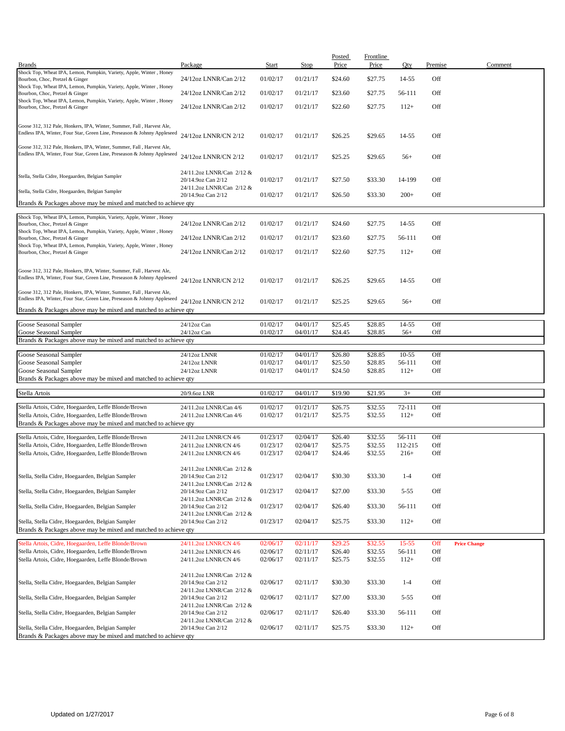| Brands | Package | Start | Stop | Posted Price | Frontline Price | Qty | Premise | Comment |
|---|---|---|---|---|---|---|---|---|
| Shock Top, Wheat IPA, Lemon, Pumpkin, Variety, Apple, Winter , Honey Bourbon, Choc, Pretzel & Ginger | 24/12oz LNNR/Can 2/12 | 01/02/17 | 01/21/17 | $24.60 | $27.75 | 14-55 | Off | |
| Shock Top, Wheat IPA, Lemon, Pumpkin, Variety, Apple, Winter , Honey Bourbon, Choc, Pretzel & Ginger | 24/12oz LNNR/Can 2/12 | 01/02/17 | 01/21/17 | $23.60 | $27.75 | 56-111 | Off | |
| Shock Top, Wheat IPA, Lemon, Pumpkin, Variety, Apple, Winter , Honey Bourbon, Choc, Pretzel & Ginger | 24/12oz LNNR/Can 2/12 | 01/02/17 | 01/21/17 | $22.60 | $27.75 | 112+ | Off | |
| Goose 312, 312 Pale, Honkers, IPA, Winter, Summer, Fall , Harvest Ale, Endless IPA, Winter, Four Star, Green Line, Preseason & Johnny Appleseed | 24/12oz LNNR/CN 2/12 | 01/02/17 | 01/21/17 | $26.25 | $29.65 | 14-55 | Off | |
| Goose 312, 312 Pale, Honkers, IPA, Winter, Summer, Fall , Harvest Ale, Endless IPA, Winter, Four Star, Green Line, Preseason & Johnny Appleseed | 24/12oz LNNR/CN 2/12 | 01/02/17 | 01/21/17 | $25.25 | $29.65 | 56+ | Off | |
| Stella, Stella Cidre, Hoegaarden, Belgian Sampler | 24/11.2oz LNNR/Can 2/12 & 20/14.9oz Can 2/12 | 01/02/17 | 01/21/17 | $27.50 | $33.30 | 14-199 | Off | |
| Stella, Stella Cidre, Hoegaarden, Belgian Sampler | 24/11.2oz LNNR/Can 2/12 & 20/14.9oz Can 2/12 | 01/02/17 | 01/21/17 | $26.50 | $33.30 | 200+ | Off | |
| Brands & Packages above may be mixed and matched to achieve qty | | | | | | | | |
| Shock Top, Wheat IPA, Lemon, Pumpkin, Variety, Apple, Winter , Honey Bourbon, Choc, Pretzel & Ginger | 24/12oz LNNR/Can 2/12 | 01/02/17 | 01/21/17 | $24.60 | $27.75 | 14-55 | Off | |
| Shock Top, Wheat IPA, Lemon, Pumpkin, Variety, Apple, Winter , Honey Bourbon, Choc, Pretzel & Ginger | 24/12oz LNNR/Can 2/12 | 01/02/17 | 01/21/17 | $23.60 | $27.75 | 56-111 | Off | |
| Shock Top, Wheat IPA, Lemon, Pumpkin, Variety, Apple, Winter , Honey Bourbon, Choc, Pretzel & Ginger | 24/12oz LNNR/Can 2/12 | 01/02/17 | 01/21/17 | $22.60 | $27.75 | 112+ | Off | |
| Goose 312, 312 Pale, Honkers, IPA, Winter, Summer, Fall , Harvest Ale, Endless IPA, Winter, Four Star, Green Line, Preseason & Johnny Appleseed | 24/12oz LNNR/CN 2/12 | 01/02/17 | 01/21/17 | $26.25 | $29.65 | 14-55 | Off | |
| Goose 312, 312 Pale, Honkers, IPA, Winter, Summer, Fall , Harvest Ale, Endless IPA, Winter, Four Star, Green Line, Preseason & Johnny Appleseed | 24/12oz LNNR/CN 2/12 | 01/02/17 | 01/21/17 | $25.25 | $29.65 | 56+ | Off | |
| Brands & Packages above may be mixed and matched to achieve qty | | | | | | | | |
| Goose Seasonal Sampler | 24/12oz Can | 01/02/17 | 04/01/17 | $25.45 | $28.85 | 14-55 | Off | |
| Goose Seasonal Sampler | 24/12oz Can | 01/02/17 | 04/01/17 | $24.45 | $28.85 | 56+ | Off | |
| Brands & Packages above may be mixed and matched to achieve qty | | | | | | | | |
| Goose Seasonal Sampler | 24/12oz LNNR | 01/02/17 | 04/01/17 | $26.80 | $28.85 | 10-55 | Off | |
| Goose Seasonal Sampler | 24/12oz LNNR | 01/02/17 | 04/01/17 | $25.50 | $28.85 | 56-111 | Off | |
| Goose Seasonal Sampler | 24/12oz LNNR | 01/02/17 | 04/01/17 | $24.50 | $28.85 | 112+ | Off | |
| Brands & Packages above may be mixed and matched to achieve qty | | | | | | | | |
| Stella Artois | 20/9.6oz LNR | 01/02/17 | 04/01/17 | $19.90 | $21.95 | 3+ | Off | |
| Stella Artois, Cidre, Hoegaarden, Leffe Blonde/Brown | 24/11.2oz LNNR/Can 4/6 | 01/02/17 | 01/21/17 | $26.75 | $32.55 | 72-111 | Off | |
| Stella Artois, Cidre, Hoegaarden, Leffe Blonde/Brown | 24/11.2oz LNNR/Can 4/6 | 01/02/17 | 01/21/17 | $25.75 | $32.55 | 112+ | Off | |
| Brands & Packages above may be mixed and matched to achieve qty | | | | | | | | |
| Stella Artois, Cidre, Hoegaarden, Leffe Blonde/Brown | 24/11.2oz LNNR/CN 4/6 | 01/23/17 | 02/04/17 | $26.40 | $32.55 | 56-111 | Off | |
| Stella Artois, Cidre, Hoegaarden, Leffe Blonde/Brown | 24/11.2oz LNNR/CN 4/6 | 01/23/17 | 02/04/17 | $25.75 | $32.55 | 112-215 | Off | |
| Stella Artois, Cidre, Hoegaarden, Leffe Blonde/Brown | 24/11.2oz LNNR/CN 4/6 | 01/23/17 | 02/04/17 | $24.46 | $32.55 | 216+ | Off | |
| Stella, Stella Cidre, Hoegaarden, Belgian Sampler | 24/11.2oz LNNR/Can 2/12 & 20/14.9oz Can 2/12 | 01/23/17 | 02/04/17 | $30.30 | $33.30 | 1-4 | Off | |
| Stella, Stella Cidre, Hoegaarden, Belgian Sampler | 24/11.2oz LNNR/Can 2/12 & 20/14.9oz Can 2/12 | 01/23/17 | 02/04/17 | $27.00 | $33.30 | 5-55 | Off | |
| Stella, Stella Cidre, Hoegaarden, Belgian Sampler | 24/11.2oz LNNR/Can 2/12 & 20/14.9oz Can 2/12 | 01/23/17 | 02/04/17 | $26.40 | $33.30 | 56-111 | Off | |
| Stella, Stella Cidre, Hoegaarden, Belgian Sampler | 24/11.2oz LNNR/Can 2/12 & 20/14.9oz Can 2/12 | 01/23/17 | 02/04/17 | $25.75 | $33.30 | 112+ | Off | |
| Brands & Packages above may be mixed and matched to achieve qty | | | | | | | | |
| Stella Artois, Cidre, Hoegaarden, Leffe Blonde/Brown | 24/11.2oz LNNR/CN 4/6 | 02/06/17 | 02/11/17 | $29.25 | $32.55 | 15-55 | Off | **Price Change** |
| Stella Artois, Cidre, Hoegaarden, Leffe Blonde/Brown | 24/11.2oz LNNR/CN 4/6 | 02/06/17 | 02/11/17 | $26.40 | $32.55 | 56-111 | Off | |
| Stella Artois, Cidre, Hoegaarden, Leffe Blonde/Brown | 24/11.2oz LNNR/CN 4/6 | 02/06/17 | 02/11/17 | $25.75 | $32.55 | 112+ | Off | |
| Stella, Stella Cidre, Hoegaarden, Belgian Sampler | 24/11.2oz LNNR/Can 2/12 & 20/14.9oz Can 2/12 | 02/06/17 | 02/11/17 | $30.30 | $33.30 | 1-4 | Off | |
| Stella, Stella Cidre, Hoegaarden, Belgian Sampler | 24/11.2oz LNNR/Can 2/12 & 20/14.9oz Can 2/12 | 02/06/17 | 02/11/17 | $27.00 | $33.30 | 5-55 | Off | |
| Stella, Stella Cidre, Hoegaarden, Belgian Sampler | 24/11.2oz LNNR/Can 2/12 & 20/14.9oz Can 2/12 | 02/06/17 | 02/11/17 | $26.40 | $33.30 | 56-111 | Off | |
| Stella, Stella Cidre, Hoegaarden, Belgian Sampler | 24/11.2oz LNNR/Can 2/12 & 20/14.9oz Can 2/12 | 02/06/17 | 02/11/17 | $25.75 | $33.30 | 112+ | Off | |
| Brands & Packages above may be mixed and matched to achieve qty | | | | | | | | |

Updated on 1/27/2017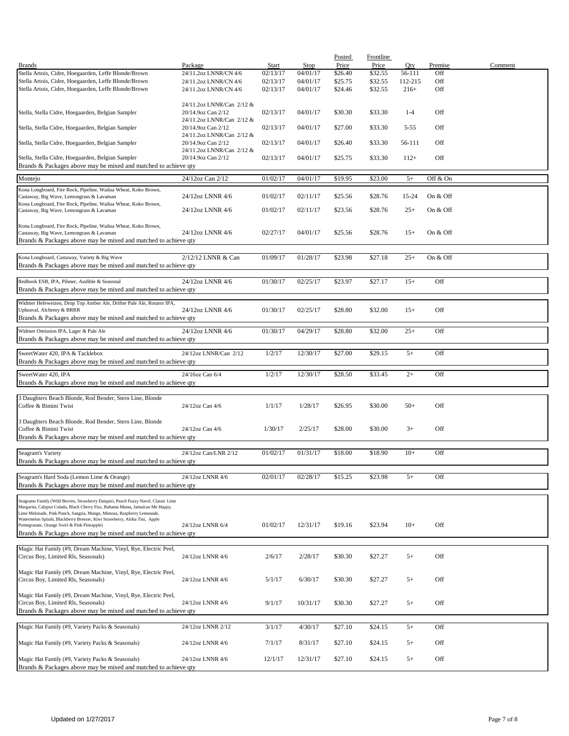| Brands | Package | Start | Stop | Posted Price | Frontline Price | Qty | Premise | Comment |
|---|---|---|---|---|---|---|---|---|
| Stella Artois, Cidre, Hoegaarden, Leffe Blonde/Brown | 24/11.2oz LNNR/CN 4/6 | 02/13/17 | 04/01/17 | $26.40 | $32.55 | 56-111 | Off | |
| Stella Artois, Cidre, Hoegaarden, Leffe Blonde/Brown | 24/11.2oz LNNR/CN 4/6 | 02/13/17 | 04/01/17 | $25.75 | $32.55 | 112-215 | Off | |
| Stella Artois, Cidre, Hoegaarden, Leffe Blonde/Brown | 24/11.2oz LNNR/CN 4/6 | 02/13/17 | 04/01/17 | $24.46 | $32.55 | 216+ | Off | |
| Stella, Stella Cidre, Hoegaarden, Belgian Sampler | 24/11.2oz LNNR/Can 2/12 & 20/14.9oz Can 2/12 | 02/13/17 | 04/01/17 | $30.30 | $33.30 | 1-4 | Off | |
| Stella, Stella Cidre, Hoegaarden, Belgian Sampler | 24/11.2oz LNNR/Can 2/12 & 20/14.9oz Can 2/12 | 02/13/17 | 04/01/17 | $27.00 | $33.30 | 5-55 | Off | |
| Stella, Stella Cidre, Hoegaarden, Belgian Sampler | 24/11.2oz LNNR/Can 2/12 & 20/14.9oz Can 2/12 | 02/13/17 | 04/01/17 | $26.40 | $33.30 | 56-111 | Off | |
| Stella, Stella Cidre, Hoegaarden, Belgian Sampler | 24/11.2oz LNNR/Can 2/12 & 20/14.9oz Can 2/12 | 02/13/17 | 04/01/17 | $25.75 | $33.30 | 112+ | Off | |
| Brands & Packages above may be mixed and matched to achieve qty | | | | | | | | |
| Montejo | 24/12oz Can 2/12 | 01/02/17 | 04/01/17 | $19.95 | $23.00 | 5+ | Off & On | |
| Kona Longboard, Fire Rock, Pipeline, Wailua Wheat, Koko Brown, Castaway, Big Wave, Lemongrass & Lavaman | 24/12oz LNNR 4/6 | 01/02/17 | 02/11/17 | $25.56 | $28.76 | 15-24 | On & Off | |
| Kona Longboard, Fire Rock, Pipeline, Wailua Wheat, Koko Brown, Castaway, Big Wave, Lemongrass & Lavaman | 24/12oz LNNR 4/6 | 01/02/17 | 02/11/17 | $23.56 | $28.76 | 25+ | On & Off | |
| Kona Longboard, Fire Rock, Pipeline, Wailua Wheat, Koko Brown, Castaway, Big Wave, Lemongrass & Lavaman | 24/12oz LNNR 4/6 | 02/27/17 | 04/01/17 | $25.56 | $28.76 | 15+ | On & Off | |
| Brands & Packages above may be mixed and matched to achieve qty | | | | | | | | |
| Kona Longboard, Castaway, Variety & Big Wave | 2/12/12 LNNR & Can | 01/09/17 | 01/28/17 | $23.98 | $27.18 | 25+ | On & Off | |
| Brands & Packages above may be mixed and matched to achieve qty | | | | | | | | |
| Redhook ESB, IPA, Pilsner, Audible & Seasonal | 24/12oz LNNR 4/6 | 01/30/17 | 02/25/17 | $23.97 | $27.17 | 15+ | Off | |
| Brands & Packages above may be mixed and matched to achieve qty | | | | | | | | |
| Widmer Hefeweizen, Drop Top Amber Ale, Drifter Pale Ale, Rotator IPA, Upheaval, Alchemy & BRRR | 24/12oz LNNR 4/6 | 01/30/17 | 02/25/17 | $28.80 | $32.00 | 15+ | Off | |
| Brands & Packages above may be mixed and matched to achieve qty | | | | | | | | |
| Widmer Omission IPA, Lager & Pale Ale | 24/12oz LNNR 4/6 | 01/30/17 | 04/29/17 | $28.80 | $32.00 | 25+ | Off | |
| Brands & Packages above may be mixed and matched to achieve qty | | | | | | | | |
| SweetWater 420, IPA & Tacklebox | 24/12oz LNNR/Can 2/12 | 1/2/17 | 12/30/17 | $27.00 | $29.15 | 5+ | Off | |
| Brands & Packages above may be mixed and matched to achieve qty | | | | | | | | |
| SweetWater 420, IPA | 24/16oz Can 6/4 | 1/2/17 | 12/30/17 | $28.50 | $33.45 | 2+ | Off | |
| Brands & Packages above may be mixed and matched to achieve qty | | | | | | | | |
| 3 Daughters Beach Blonde, Rod Bender, Stern Line, Blonde Coffee & Bimini Twist | 24/12oz Can 4/6 | 1/1/17 | 1/28/17 | $26.95 | $30.00 | 50+ | Off | |
| 3 Daughters Beach Blonde, Rod Bender, Stern Line, Blonde Coffee & Bimini Twist | 24/12oz Can 4/6 | 1/30/17 | 2/25/17 | $28.00 | $30.00 | 3+ | Off | |
| Brands & Packages above may be mixed and matched to achieve qty | | | | | | | | |
| Seagram's Variety | 24/12oz Can/LNR 2/12 | 01/02/17 | 01/31/17 | $18.00 | $18.90 | 10+ | Off | |
| Brands & Packages above may be mixed and matched to achieve qty | | | | | | | | |
| Seagram's Hard Soda (Lemon Lime & Orange) | 24/12oz LNNR 4/6 | 02/01/17 | 02/28/17 | $15.25 | $23.98 | 5+ | Off | |
| Brands & Packages above may be mixed and matched to achieve qty | | | | | | | | |
| Seagrams Family (Wild Berries, Strawberry Daiquiri, Peach Fuzzy Navel, Classic Lime Margarita, Calypso Colada, Black Cherry Fizz, Bahama Mama, Jamaican Me Happy, Lime Melonade, Pink Punch, Sangria, Mango, Mimosa, Raspberry Lemonade, Watermelon Splash, Blackberry Breezer, Kiwi Strawberry, Aloha Tini, Apple Pomegranate, Orange Swirl & Pink Pineapple) | 24/12oz LNNR 6/4 | 01/02/17 | 12/31/17 | $19.16 | $23.94 | 10+ | Off | |
| Brands & Packages above may be mixed and matched to achieve qty | | | | | | | | |
| Magic Hat Family (#9, Dream Machine, Vinyl, Rye, Electric Peel, Circus Boy, Limited Rls, Seasonals) | 24/12oz LNNR 4/6 | 2/6/17 | 2/28/17 | $30.30 | $27.27 | 5+ | Off | |
| Magic Hat Family (#9, Dream Machine, Vinyl, Rye, Electric Peel, Circus Boy, Limited Rls, Seasonals) | 24/12oz LNNR 4/6 | 5/1/17 | 6/30/17 | $30.30 | $27.27 | 5+ | Off | |
| Magic Hat Family (#9, Dream Machine, Vinyl, Rye, Electric Peel, Circus Boy, Limited Rls, Seasonals) | 24/12oz LNNR 4/6 | 9/1/17 | 10/31/17 | $30.30 | $27.27 | 5+ | Off | |
| Brands & Packages above may be mixed and matched to achieve qty | | | | | | | | |
| Magic Hat Family (#9, Variety Packs & Seasonals) | 24/12oz LNNR 2/12 | 3/1/17 | 4/30/17 | $27.10 | $24.15 | 5+ | Off | |
| Magic Hat Family (#9, Variety Packs & Seasonals) | 24/12oz LNNR 4/6 | 7/1/17 | 8/31/17 | $27.10 | $24.15 | 5+ | Off | |
| Magic Hat Family (#9, Variety Packs & Seasonals) | 24/12oz LNNR 4/6 | 12/1/17 | 12/31/17 | $27.10 | $24.15 | 5+ | Off | |
| Brands & Packages above may be mixed and matched to achieve qty | | | | | | | | |

Updated on 1/27/2017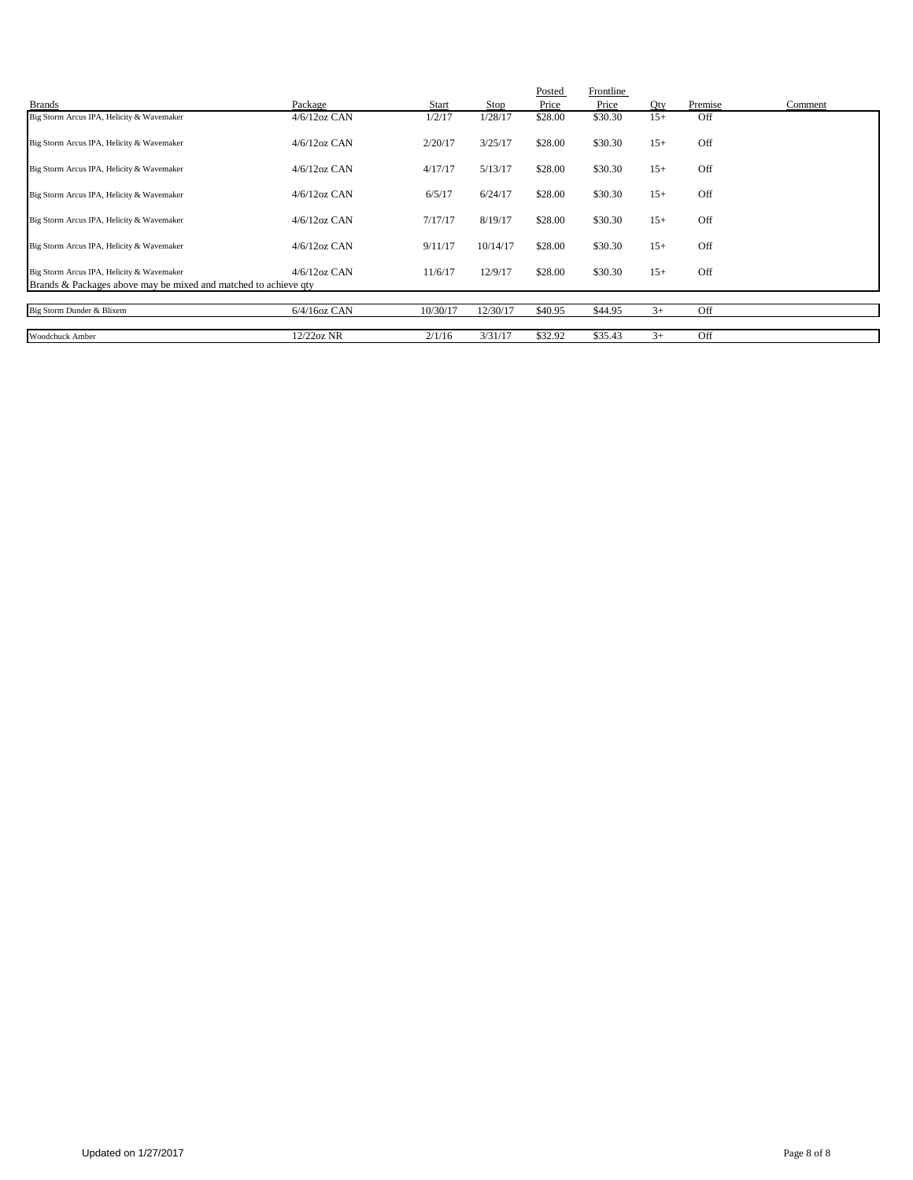| Brands | Package | Start | Stop | Posted Price | Frontline Price | Qty | Premise | Comment |
|---|---|---|---|---|---|---|---|---|
| Big Storm Arcus IPA, Helicity & Wavemaker | 4/6/12oz CAN | 1/2/17 | 1/28/17 | $28.00 | $30.30 | 15+ | Off | |
| Big Storm Arcus IPA, Helicity & Wavemaker | 4/6/12oz CAN | 2/20/17 | 3/25/17 | $28.00 | $30.30 | 15+ | Off | |
| Big Storm Arcus IPA, Helicity & Wavemaker | 4/6/12oz CAN | 4/17/17 | 5/13/17 | $28.00 | $30.30 | 15+ | Off | |
| Big Storm Arcus IPA, Helicity & Wavemaker | 4/6/12oz CAN | 6/5/17 | 6/24/17 | $28.00 | $30.30 | 15+ | Off | |
| Big Storm Arcus IPA, Helicity & Wavemaker | 4/6/12oz CAN | 7/17/17 | 8/19/17 | $28.00 | $30.30 | 15+ | Off | |
| Big Storm Arcus IPA, Helicity & Wavemaker | 4/6/12oz CAN | 9/11/17 | 10/14/17 | $28.00 | $30.30 | 15+ | Off | |
| Big Storm Arcus IPA, Helicity & Wavemaker | 4/6/12oz CAN | 11/6/17 | 12/9/17 | $28.00 | $30.30 | 15+ | Off | |
| Brands & Packages above may be mixed and matched to achieve qty | | | | | | | | |
| Big Storm Dunder & Blixem | 6/4/16oz CAN | 10/30/17 | 12/30/17 | $40.95 | $44.95 | 3+ | Off | |
| Woodchuck Amber | 12/22oz NR | 2/1/16 | 3/31/17 | $32.92 | $35.43 | 3+ | Off | |

Updated on 1/27/2017